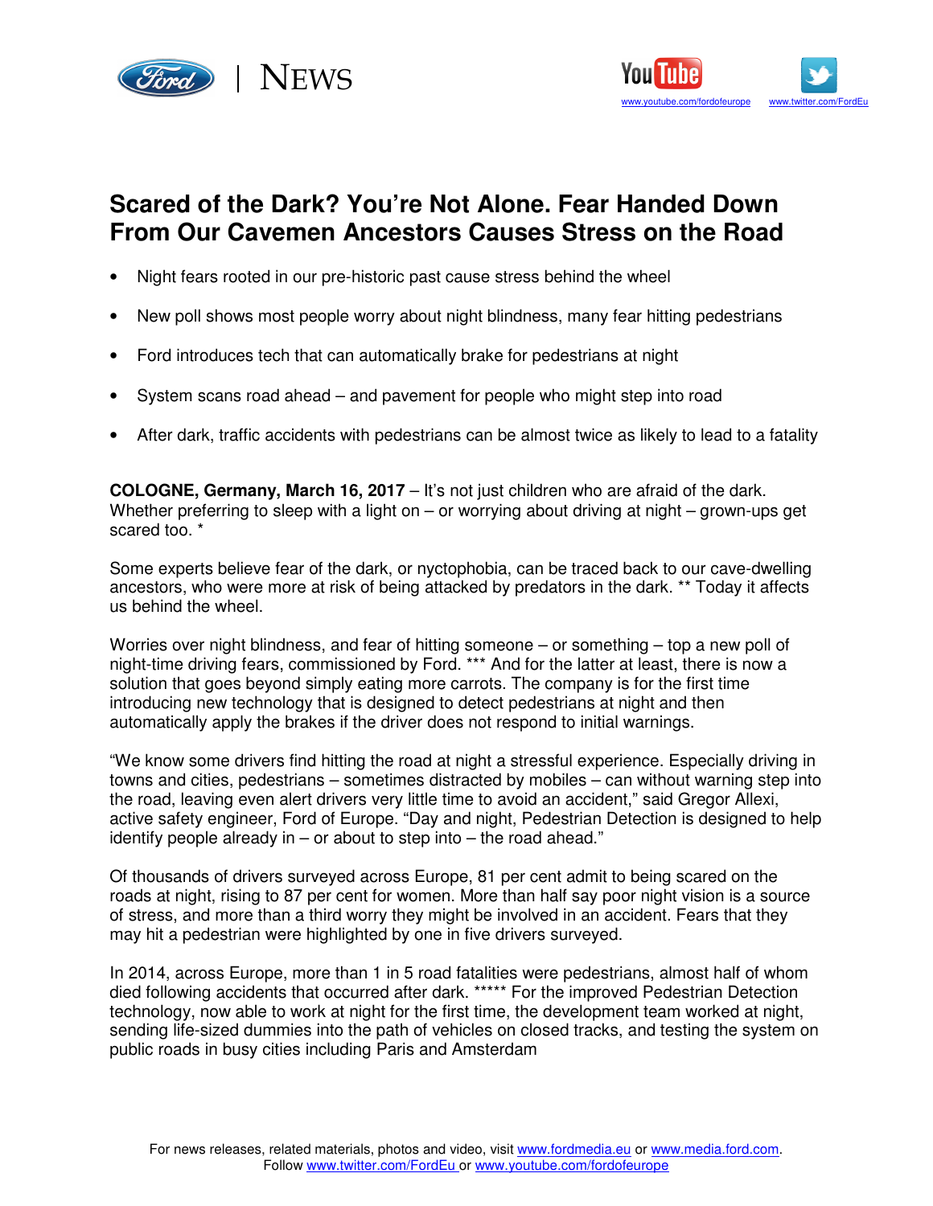# Scared of the Dark? You're Not Alone. Fear Handed Down From Our Cavemen Ancestors Causes Stress on the Road

- Night fears rooted in our pre-historic past cause stress behind the wheel
- New poll shows most people worry about night blindness, many fear hitting pedestrians
- Ford introduces tech that can automatically brake for pedestrians at night
- System scans road ahead – and pavement for people who might step into road
- After dark, traffic accidents with pedestrians can be almost twice as likely to lead to a fatality

**COLOGNE, Germany, March 16, 2017** – It's not just children who are afraid of the dark. Whether preferring to sleep with a light on – or worrying about driving at night – grown-ups get scared too. *

Some experts believe fear of the dark, or nyctophobia, can be traced back to our cave-dwelling ancestors, who were more at risk of being attacked by predators in the dark. ** Today it affects us behind the wheel.

Worries over night blindness, and fear of hitting someone – or something – top a new poll of night-time driving fears, commissioned by Ford. *** And for the latter at least, there is now a solution that goes beyond simply eating more carrots. The company is for the first time introducing new technology that is designed to detect pedestrians at night and then automatically apply the brakes if the driver does not respond to initial warnings.

"We know some drivers find hitting the road at night a stressful experience. Especially driving in towns and cities, pedestrians – sometimes distracted by mobiles – can without warning step into the road, leaving even alert drivers very little time to avoid an accident," said Gregor Allexi, active safety engineer, Ford of Europe. "Day and night, Pedestrian Detection is designed to help identify people already in – or about to step into – the road ahead."

Of thousands of drivers surveyed across Europe, 81 per cent admit to being scared on the roads at night, rising to 87 per cent for women. More than half say poor night vision is a source of stress, and more than a third worry they might be involved in an accident. Fears that they may hit a pedestrian were highlighted by one in five drivers surveyed.

In 2014, across Europe, more than 1 in 5 road fatalities were pedestrians, almost half of whom died following accidents that occurred after dark. ***** For the improved Pedestrian Detection technology, now able to work at night for the first time, the development team worked at night, sending life-sized dummies into the path of vehicles on closed tracks, and testing the system on public roads in busy cities including Paris and Amsterdam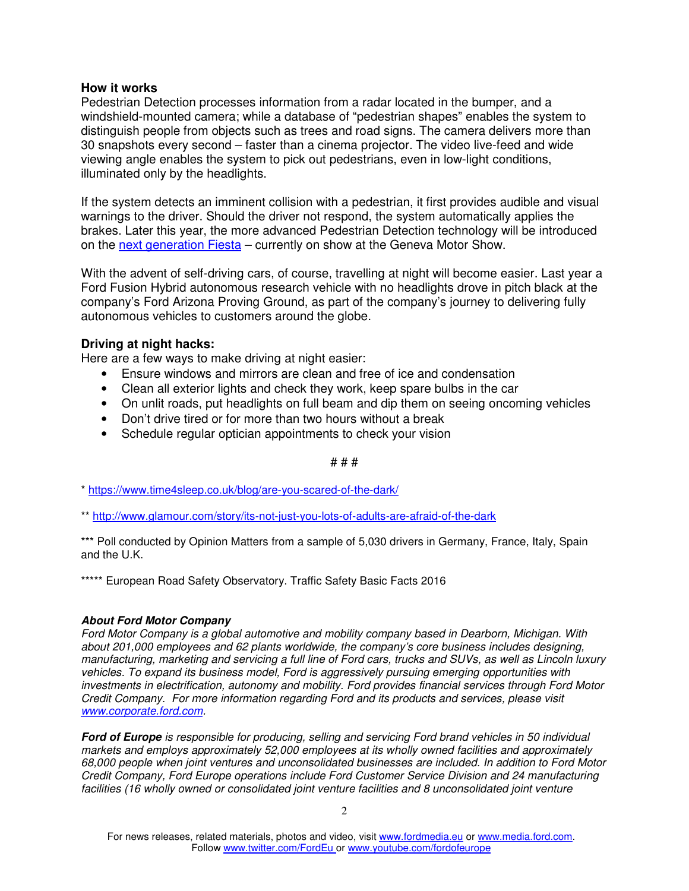### How it works

Pedestrian Detection processes information from a radar located in the bumper, and a windshield-mounted camera; while a database of "pedestrian shapes" enables the system to distinguish people from objects such as trees and road signs. The camera delivers more than 30 snapshots every second – faster than a cinema projector. The video live-feed and wide viewing angle enables the system to pick out pedestrians, even in low-light conditions, illuminated only by the headlights.

If the system detects an imminent collision with a pedestrian, it first provides audible and visual warnings to the driver. Should the driver not respond, the system automatically applies the brakes. Later this year, the more advanced Pedestrian Detection technology will be introduced on the [next generation Fiesta]() – currently on show at the Geneva Motor Show.

With the advent of self-driving cars, of course, travelling at night will become easier. Last year a Ford Fusion Hybrid autonomous research vehicle with no headlights drove in pitch black at the company's Ford Arizona Proving Ground, as part of the company's journey to delivering fully autonomous vehicles to customers around the globe.

### Driving at night hacks:

Here are a few ways to make driving at night easier:

- Ensure windows and mirrors are clean and free of ice and condensation
- Clean all exterior lights and check they work, keep spare bulbs in the car
- On unlit roads, put headlights on full beam and dip them on seeing oncoming vehicles
- Don't drive tired or for more than two hours without a break
- Schedule regular optician appointments to check your vision

# # #

* https://www.time4sleep.co.uk/blog/are-you-scared-of-the-dark/

** http://www.glamour.com/story/its-not-just-you-lots-of-adults-are-afraid-of-the-dark

*** Poll conducted by Opinion Matters from a sample of 5,030 drivers in Germany, France, Italy, Spain and the U.K.

***** European Road Safety Observatory. Traffic Safety Basic Facts 2016

***About Ford Motor Company***
*Ford Motor Company is a global automotive and mobility company based in Dearborn, Michigan. With about 201,000 employees and 62 plants worldwide, the company's core business includes designing, manufacturing, marketing and servicing a full line of Ford cars, trucks and SUVs, as well as Lincoln luxury vehicles. To expand its business model, Ford is aggressively pursuing emerging opportunities with investments in electrification, autonomy and mobility. Ford provides financial services through Ford Motor Credit Company. For more information regarding Ford and its products and services, please visit www.corporate.ford.com.*

***Ford of Europe** is responsible for producing, selling and servicing Ford brand vehicles in 50 individual markets and employs approximately 52,000 employees at its wholly owned facilities and approximately 68,000 people when joint ventures and unconsolidated businesses are included. In addition to Ford Motor Credit Company, Ford Europe operations include Ford Customer Service Division and 24 manufacturing facilities (16 wholly owned or consolidated joint venture facilities and 8 unconsolidated joint venture*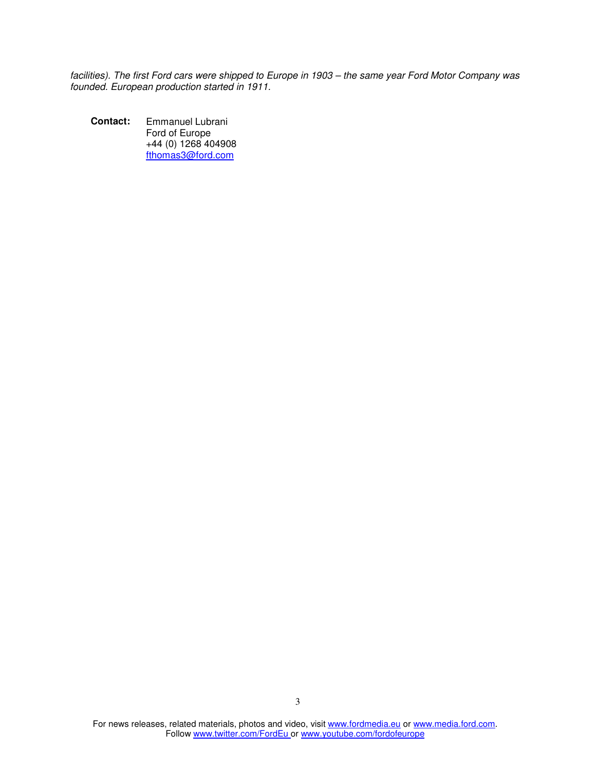*facilities). The first Ford cars were shipped to Europe in 1903 – the same year Ford Motor Company was founded. European production started in 1911.*

**Contact:** Emmanuel Lubrani
Ford of Europe
+44 (0) 1268 404908
fthomas3@ford.com

For news releases, related materials, photos and video, visit www.fordmedia.eu or www.media.ford.com.
Follow www.twitter.com/FordEu or www.youtube.com/fordofeurope